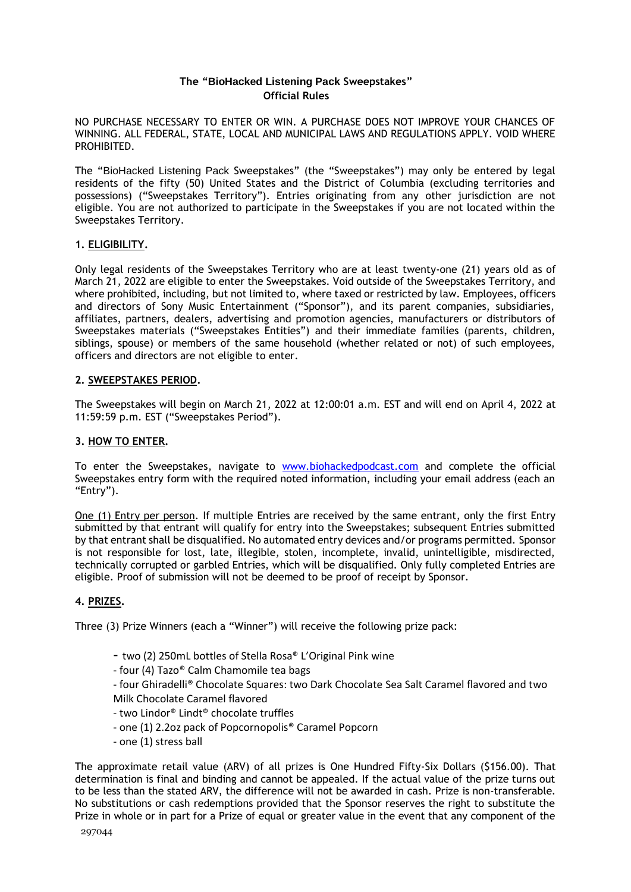**The "BioHacked Listening Pack Sweepstakes"**
**Official Rules**

NO PURCHASE NECESSARY TO ENTER OR WIN. A PURCHASE DOES NOT IMPROVE YOUR CHANCES OF WINNING. ALL FEDERAL, STATE, LOCAL AND MUNICIPAL LAWS AND REGULATIONS APPLY. VOID WHERE PROHIBITED.

The "BioHacked Listening Pack Sweepstakes" (the "Sweepstakes") may only be entered by legal residents of the fifty (50) United States and the District of Columbia (excluding territories and possessions) ("Sweepstakes Territory"). Entries originating from any other jurisdiction are not eligible. You are not authorized to participate in the Sweepstakes if you are not located within the Sweepstakes Territory.

**1. ELIGIBILITY.**

Only legal residents of the Sweepstakes Territory who are at least twenty-one (21) years old as of March 21, 2022 are eligible to enter the Sweepstakes. Void outside of the Sweepstakes Territory, and where prohibited, including, but not limited to, where taxed or restricted by law. Employees, officers and directors of Sony Music Entertainment ("Sponsor"), and its parent companies, subsidiaries, affiliates, partners, dealers, advertising and promotion agencies, manufacturers or distributors of Sweepstakes materials ("Sweepstakes Entities") and their immediate families (parents, children, siblings, spouse) or members of the same household (whether related or not) of such employees, officers and directors are not eligible to enter.

**2. SWEEPSTAKES PERIOD.**

The Sweepstakes will begin on March 21, 2022 at 12:00:01 a.m. EST and will end on April 4, 2022 at 11:59:59 p.m. EST ("Sweepstakes Period").

**3. HOW TO ENTER.**

To enter the Sweepstakes, navigate to www.biohackedpodcast.com and complete the official Sweepstakes entry form with the required noted information, including your email address (each an "Entry").

One (1) Entry per person. If multiple Entries are received by the same entrant, only the first Entry submitted by that entrant will qualify for entry into the Sweepstakes; subsequent Entries submitted by that entrant shall be disqualified. No automated entry devices and/or programs permitted. Sponsor is not responsible for lost, late, illegible, stolen, incomplete, invalid, unintelligible, misdirected, technically corrupted or garbled Entries, which will be disqualified. Only fully completed Entries are eligible. Proof of submission will not be deemed to be proof of receipt by Sponsor.

**4. PRIZES.**

Three (3) Prize Winners (each a "Winner") will receive the following prize pack:

- two (2) 250mL bottles of Stella Rosa® L'Original Pink wine
- four (4) Tazo® Calm Chamomile tea bags
- four Ghiradelli® Chocolate Squares: two Dark Chocolate Sea Salt Caramel flavored and two Milk Chocolate Caramel flavored
- two Lindor® Lindt® chocolate truffles
- one (1) 2.2oz pack of Popcornopolis® Caramel Popcorn
- one (1) stress ball

The approximate retail value (ARV) of all prizes is One Hundred Fifty-Six Dollars ($156.00). That determination is final and binding and cannot be appealed. If the actual value of the prize turns out to be less than the stated ARV, the difference will not be awarded in cash. Prize is non-transferable. No substitutions or cash redemptions provided that the Sponsor reserves the right to substitute the Prize in whole or in part for a Prize of equal or greater value in the event that any component of the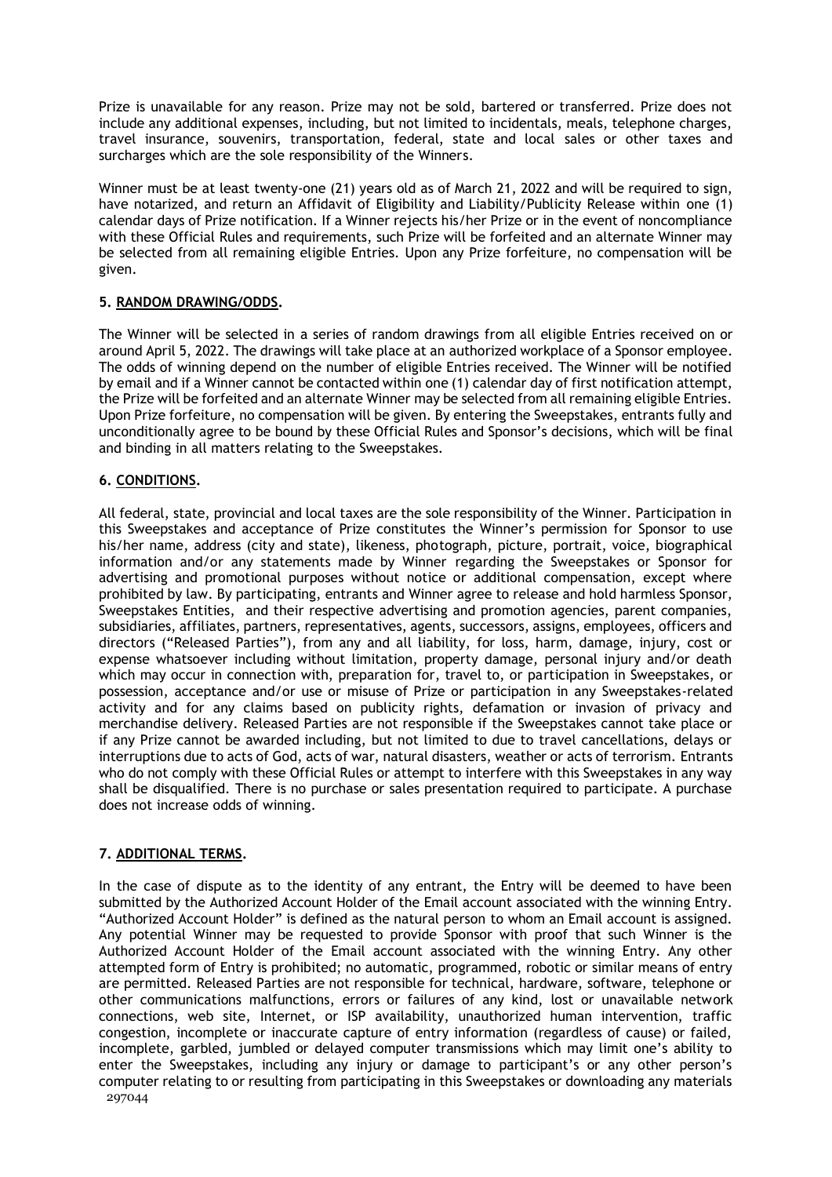Prize is unavailable for any reason. Prize may not be sold, bartered or transferred. Prize does not include any additional expenses, including, but not limited to incidentals, meals, telephone charges, travel insurance, souvenirs, transportation, federal, state and local sales or other taxes and surcharges which are the sole responsibility of the Winners.

Winner must be at least twenty-one (21) years old as of March 21, 2022 and will be required to sign, have notarized, and return an Affidavit of Eligibility and Liability/Publicity Release within one (1) calendar days of Prize notification. If a Winner rejects his/her Prize or in the event of noncompliance with these Official Rules and requirements, such Prize will be forfeited and an alternate Winner may be selected from all remaining eligible Entries. Upon any Prize forfeiture, no compensation will be given.

**5. RANDOM DRAWING/ODDS.**

The Winner will be selected in a series of random drawings from all eligible Entries received on or around April 5, 2022. The drawings will take place at an authorized workplace of a Sponsor employee. The odds of winning depend on the number of eligible Entries received. The Winner will be notified by email and if a Winner cannot be contacted within one (1) calendar day of first notification attempt, the Prize will be forfeited and an alternate Winner may be selected from all remaining eligible Entries. Upon Prize forfeiture, no compensation will be given. By entering the Sweepstakes, entrants fully and unconditionally agree to be bound by these Official Rules and Sponsor's decisions, which will be final and binding in all matters relating to the Sweepstakes.

**6. CONDITIONS.**

All federal, state, provincial and local taxes are the sole responsibility of the Winner. Participation in this Sweepstakes and acceptance of Prize constitutes the Winner's permission for Sponsor to use his/her name, address (city and state), likeness, photograph, picture, portrait, voice, biographical information and/or any statements made by Winner regarding the Sweepstakes or Sponsor for advertising and promotional purposes without notice or additional compensation, except where prohibited by law. By participating, entrants and Winner agree to release and hold harmless Sponsor, Sweepstakes Entities, and their respective advertising and promotion agencies, parent companies, subsidiaries, affiliates, partners, representatives, agents, successors, assigns, employees, officers and directors ("Released Parties"), from any and all liability, for loss, harm, damage, injury, cost or expense whatsoever including without limitation, property damage, personal injury and/or death which may occur in connection with, preparation for, travel to, or participation in Sweepstakes, or possession, acceptance and/or use or misuse of Prize or participation in any Sweepstakes-related activity and for any claims based on publicity rights, defamation or invasion of privacy and merchandise delivery. Released Parties are not responsible if the Sweepstakes cannot take place or if any Prize cannot be awarded including, but not limited to due to travel cancellations, delays or interruptions due to acts of God, acts of war, natural disasters, weather or acts of terrorism. Entrants who do not comply with these Official Rules or attempt to interfere with this Sweepstakes in any way shall be disqualified. There is no purchase or sales presentation required to participate. A purchase does not increase odds of winning.

**7. ADDITIONAL TERMS.**

In the case of dispute as to the identity of any entrant, the Entry will be deemed to have been submitted by the Authorized Account Holder of the Email account associated with the winning Entry. "Authorized Account Holder" is defined as the natural person to whom an Email account is assigned. Any potential Winner may be requested to provide Sponsor with proof that such Winner is the Authorized Account Holder of the Email account associated with the winning Entry. Any other attempted form of Entry is prohibited; no automatic, programmed, robotic or similar means of entry are permitted. Released Parties are not responsible for technical, hardware, software, telephone or other communications malfunctions, errors or failures of any kind, lost or unavailable network connections, web site, Internet, or ISP availability, unauthorized human intervention, traffic congestion, incomplete or inaccurate capture of entry information (regardless of cause) or failed, incomplete, garbled, jumbled or delayed computer transmissions which may limit one's ability to enter the Sweepstakes, including any injury or damage to participant's or any other person's computer relating to or resulting from participating in this Sweepstakes or downloading any materials

297044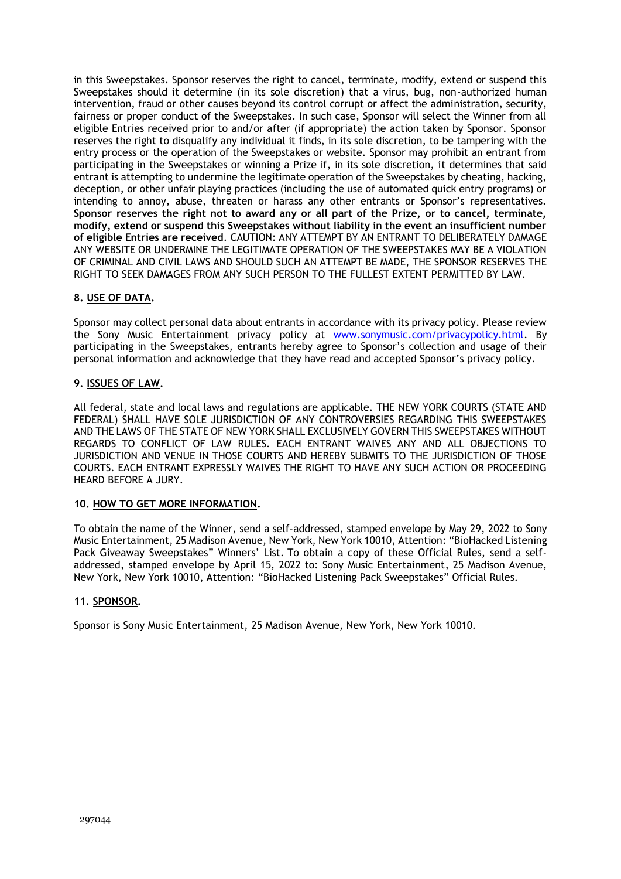in this Sweepstakes. Sponsor reserves the right to cancel, terminate, modify, extend or suspend this Sweepstakes should it determine (in its sole discretion) that a virus, bug, non-authorized human intervention, fraud or other causes beyond its control corrupt or affect the administration, security, fairness or proper conduct of the Sweepstakes. In such case, Sponsor will select the Winner from all eligible Entries received prior to and/or after (if appropriate) the action taken by Sponsor. Sponsor reserves the right to disqualify any individual it finds, in its sole discretion, to be tampering with the entry process or the operation of the Sweepstakes or website. Sponsor may prohibit an entrant from participating in the Sweepstakes or winning a Prize if, in its sole discretion, it determines that said entrant is attempting to undermine the legitimate operation of the Sweepstakes by cheating, hacking, deception, or other unfair playing practices (including the use of automated quick entry programs) or intending to annoy, abuse, threaten or harass any other entrants or Sponsor's representatives. **Sponsor reserves the right not to award any or all part of the Prize, or to cancel, terminate, modify, extend or suspend this Sweepstakes without liability in the event an insufficient number of eligible Entries are received**. CAUTION: ANY ATTEMPT BY AN ENTRANT TO DELIBERATELY DAMAGE ANY WEBSITE OR UNDERMINE THE LEGITIMATE OPERATION OF THE SWEEPSTAKES MAY BE A VIOLATION OF CRIMINAL AND CIVIL LAWS AND SHOULD SUCH AN ATTEMPT BE MADE, THE SPONSOR RESERVES THE RIGHT TO SEEK DAMAGES FROM ANY SUCH PERSON TO THE FULLEST EXTENT PERMITTED BY LAW.

**8. USE OF DATA.**

Sponsor may collect personal data about entrants in accordance with its privacy policy. Please review the Sony Music Entertainment privacy policy at www.sonymusic.com/privacypolicy.html. By participating in the Sweepstakes, entrants hereby agree to Sponsor's collection and usage of their personal information and acknowledge that they have read and accepted Sponsor's privacy policy.

**9. ISSUES OF LAW.**

All federal, state and local laws and regulations are applicable. THE NEW YORK COURTS (STATE AND FEDERAL) SHALL HAVE SOLE JURISDICTION OF ANY CONTROVERSIES REGARDING THIS SWEEPSTAKES AND THE LAWS OF THE STATE OF NEW YORK SHALL EXCLUSIVELY GOVERN THIS SWEEPSTAKES WITHOUT REGARDS TO CONFLICT OF LAW RULES. EACH ENTRANT WAIVES ANY AND ALL OBJECTIONS TO JURISDICTION AND VENUE IN THOSE COURTS AND HEREBY SUBMITS TO THE JURISDICTION OF THOSE COURTS. EACH ENTRANT EXPRESSLY WAIVES THE RIGHT TO HAVE ANY SUCH ACTION OR PROCEEDING HEARD BEFORE A JURY.

**10. HOW TO GET MORE INFORMATION.**

To obtain the name of the Winner, send a self-addressed, stamped envelope by May 29, 2022 to Sony Music Entertainment, 25 Madison Avenue, New York, New York 10010, Attention: "BioHacked Listening Pack Giveaway Sweepstakes" Winners' List. To obtain a copy of these Official Rules, send a self-addressed, stamped envelope by April 15, 2022 to: Sony Music Entertainment, 25 Madison Avenue, New York, New York 10010, Attention: "BioHacked Listening Pack Sweepstakes" Official Rules.

**11. SPONSOR.**

Sponsor is Sony Music Entertainment, 25 Madison Avenue, New York, New York 10010.

297044